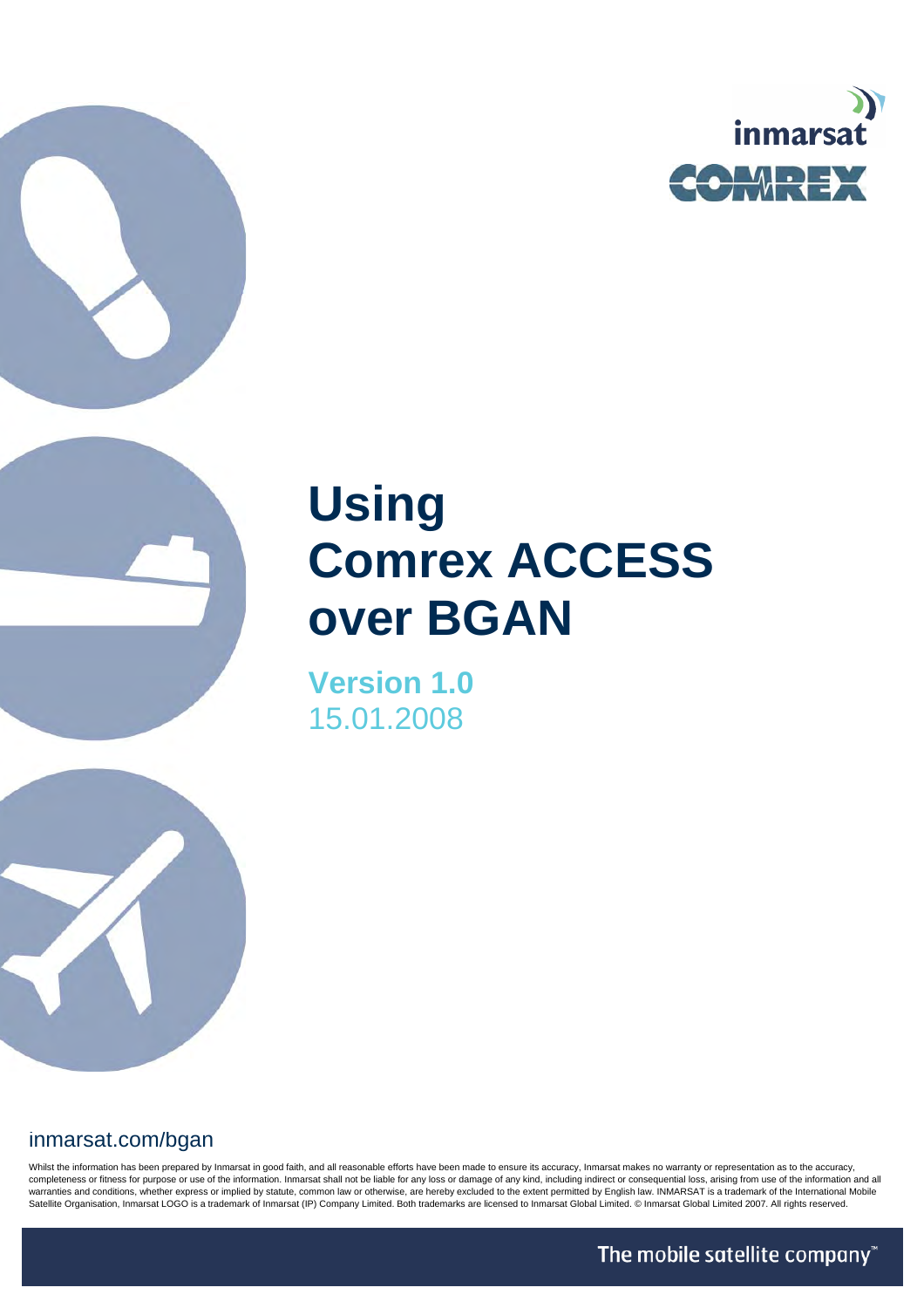inmarsat

COMREX

# Using Comrex ACCESS over BGAN

**Version 1.0**
15.01.2008

inmarsat.com/bgan

Whilst the information has been prepared by Inmarsat in good faith, and all reasonable efforts have been made to ensure its accuracy, Inmarsat makes no warranty or representation as to the accuracy, completeness or fitness for purpose or use of the information. Inmarsat shall not be liable for any loss or damage of any kind, including indirect or consequential loss, arising from use of the information and all warranties and conditions, whether express or implied by statute, common law or otherwise, are hereby excluded to the extent permitted by English law. INMARSAT is a trademark of the International Mobile Satellite Organisation, Inmarsat LOGO is a trademark of Inmarsat (IP) Company Limited. Both trademarks are licensed to Inmarsat Global Limited. © Inmarsat Global Limited 2007. All rights reserved.

The mobile satellite company™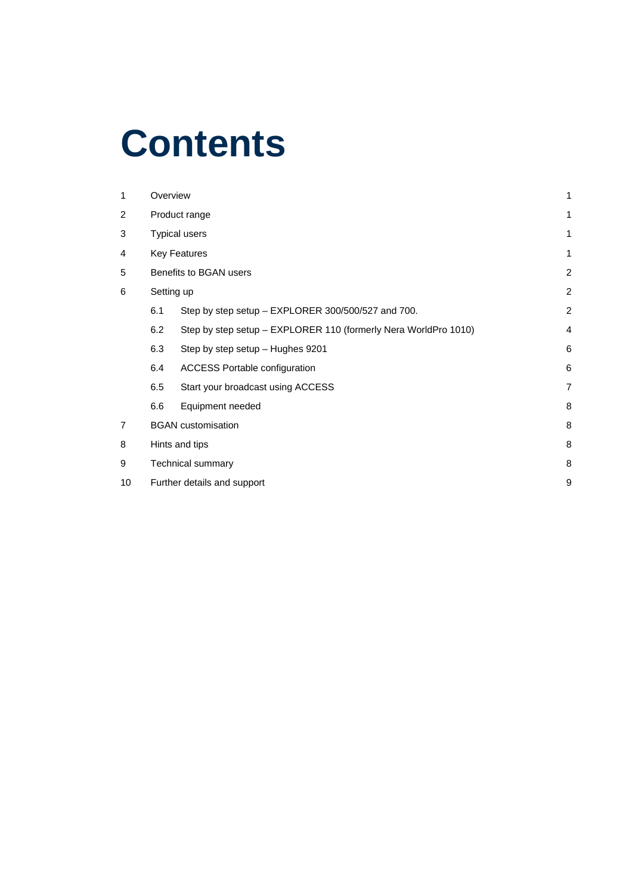# Contents

| | | |
|---|---|---|
| 1 | Overview | 1 |
| 2 | Product range | 1 |
| 3 | Typical users | 1 |
| 4 | Key Features | 1 |
| 5 | Benefits to BGAN users | 2 |
| 6 | Setting up | 2 |
| 6.1 | Step by step setup – EXPLORER 300/500/527 and 700. | 2 |
| 6.2 | Step by step setup – EXPLORER 110 (formerly Nera WorldPro 1010) | 4 |
| 6.3 | Step by step setup – Hughes 9201 | 6 |
| 6.4 | ACCESS Portable configuration | 6 |
| 6.5 | Start your broadcast using ACCESS | 7 |
| 6.6 | Equipment needed | 8 |
| 7 | BGAN customisation | 8 |
| 8 | Hints and tips | 8 |
| 9 | Technical summary | 8 |
| 10 | Further details and support | 9 |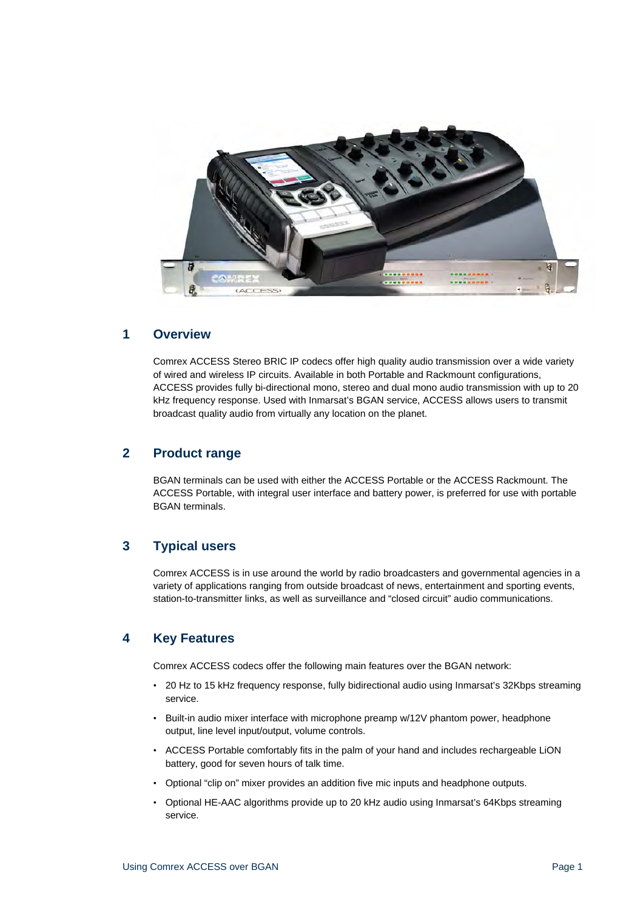## 1 Overview

Comrex ACCESS Stereo BRIC IP codecs offer high quality audio transmission over a wide variety of wired and wireless IP circuits. Available in both Portable and Rackmount configurations, ACCESS provides fully bi-directional mono, stereo and dual mono audio transmission with up to 20 kHz frequency response. Used with Inmarsat's BGAN service, ACCESS allows users to transmit broadcast quality audio from virtually any location on the planet.

## 2 Product range

BGAN terminals can be used with either the ACCESS Portable or the ACCESS Rackmount. The ACCESS Portable, with integral user interface and battery power, is preferred for use with portable BGAN terminals.

## 3 Typical users

Comrex ACCESS is in use around the world by radio broadcasters and governmental agencies in a variety of applications ranging from outside broadcast of news, entertainment and sporting events, station-to-transmitter links, as well as surveillance and "closed circuit" audio communications.

## 4 Key Features

Comrex ACCESS codecs offer the following main features over the BGAN network:

- 20 Hz to 15 kHz frequency response, fully bidirectional audio using Inmarsat's 32Kbps streaming service.
- Built-in audio mixer interface with microphone preamp w/12V phantom power, headphone output, line level input/output, volume controls.
- ACCESS Portable comfortably fits in the palm of your hand and includes rechargeable LiON battery, good for seven hours of talk time.
- Optional "clip on" mixer provides an addition five mic inputs and headphone outputs.
- Optional HE-AAC algorithms provide up to 20 kHz audio using Inmarsat's 64Kbps streaming service.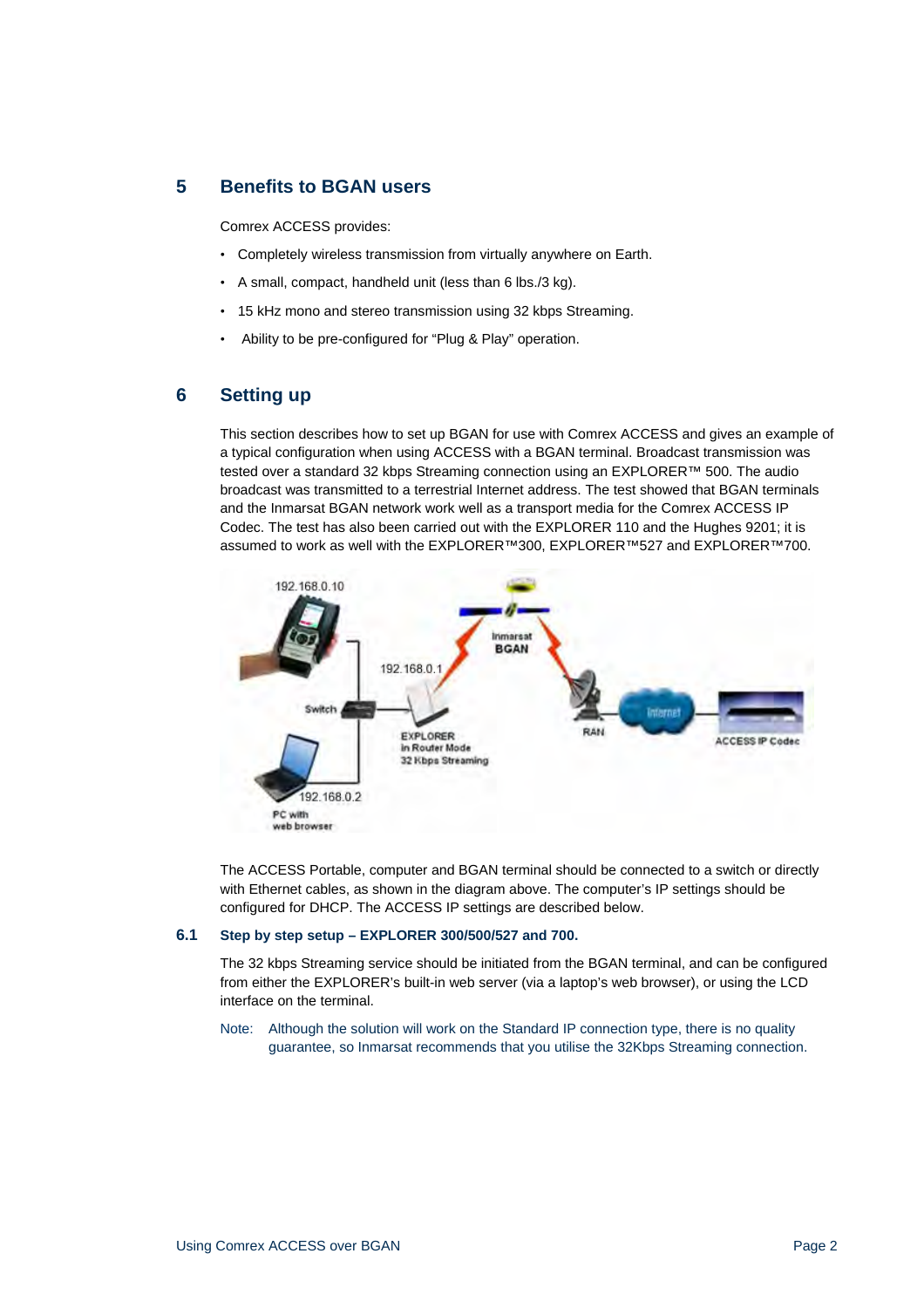## 5 Benefits to BGAN users

Comrex ACCESS provides:

- Completely wireless transmission from virtually anywhere on Earth.
- A small, compact, handheld unit (less than 6 lbs./3 kg).
- 15 kHz mono and stereo transmission using 32 kbps Streaming.
- Ability to be pre-configured for “Plug & Play” operation.

## 6 Setting up

This section describes how to set up BGAN for use with Comrex ACCESS and gives an example of a typical configuration when using ACCESS with a BGAN terminal. Broadcast transmission was tested over a standard 32 kbps Streaming connection using an EXPLORER™ 500. The audio broadcast was transmitted to a terrestrial Internet address. The test showed that BGAN terminals and the Inmarsat BGAN network work well as a transport media for the Comrex ACCESS IP Codec. The test has also been carried out with the EXPLORER 110 and the Hughes 9201; it is assumed to work as well with the EXPLORER™300, EXPLORER™527 and EXPLORER™700.

The ACCESS Portable, computer and BGAN terminal should be connected to a switch or directly with Ethernet cables, as shown in the diagram above. The computer’s IP settings should be configured for DHCP. The ACCESS IP settings are described below.

### 6.1 Step by step setup – EXPLORER 300/500/527 and 700.

The 32 kbps Streaming service should be initiated from the BGAN terminal, and can be configured from either the EXPLORER’s built-in web server (via a laptop’s web browser), or using the LCD interface on the terminal.

Note: Although the solution will work on the Standard IP connection type, there is no quality guarantee, so Inmarsat recommends that you utilise the 32Kbps Streaming connection.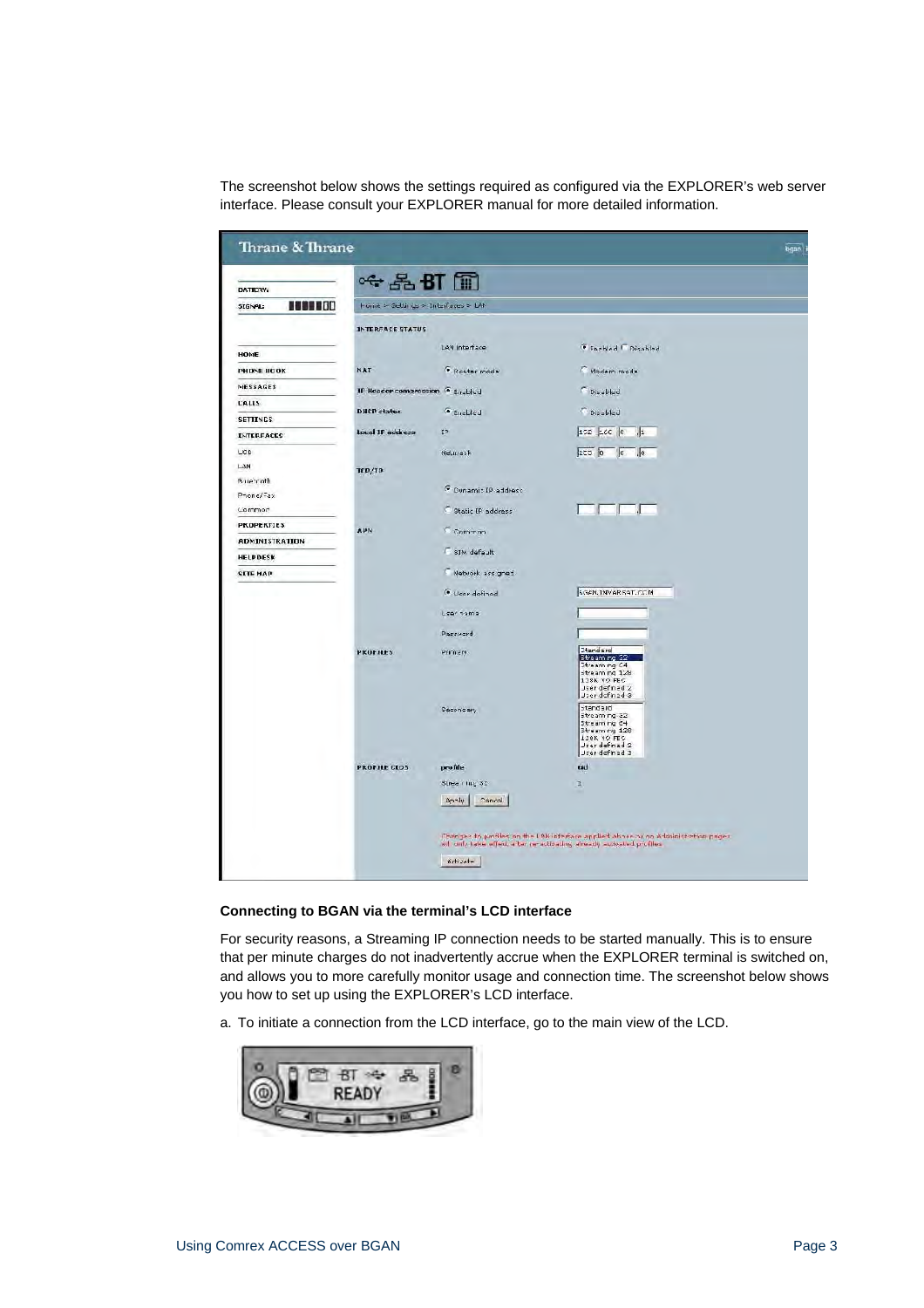The screenshot below shows the settings required as configured via the EXPLORER's web server interface. Please consult your EXPLORER manual for more detailed information.

### Connecting to BGAN via the terminal's LCD interface

For security reasons, a Streaming IP connection needs to be started manually. This is to ensure that per minute charges do not inadvertently accrue when the EXPLORER terminal is switched on, and allows you to more carefully monitor usage and connection time. The screenshot below shows you how to set up using the EXPLORER's LCD interface.

a. To initiate a connection from the LCD interface, go to the main view of the LCD.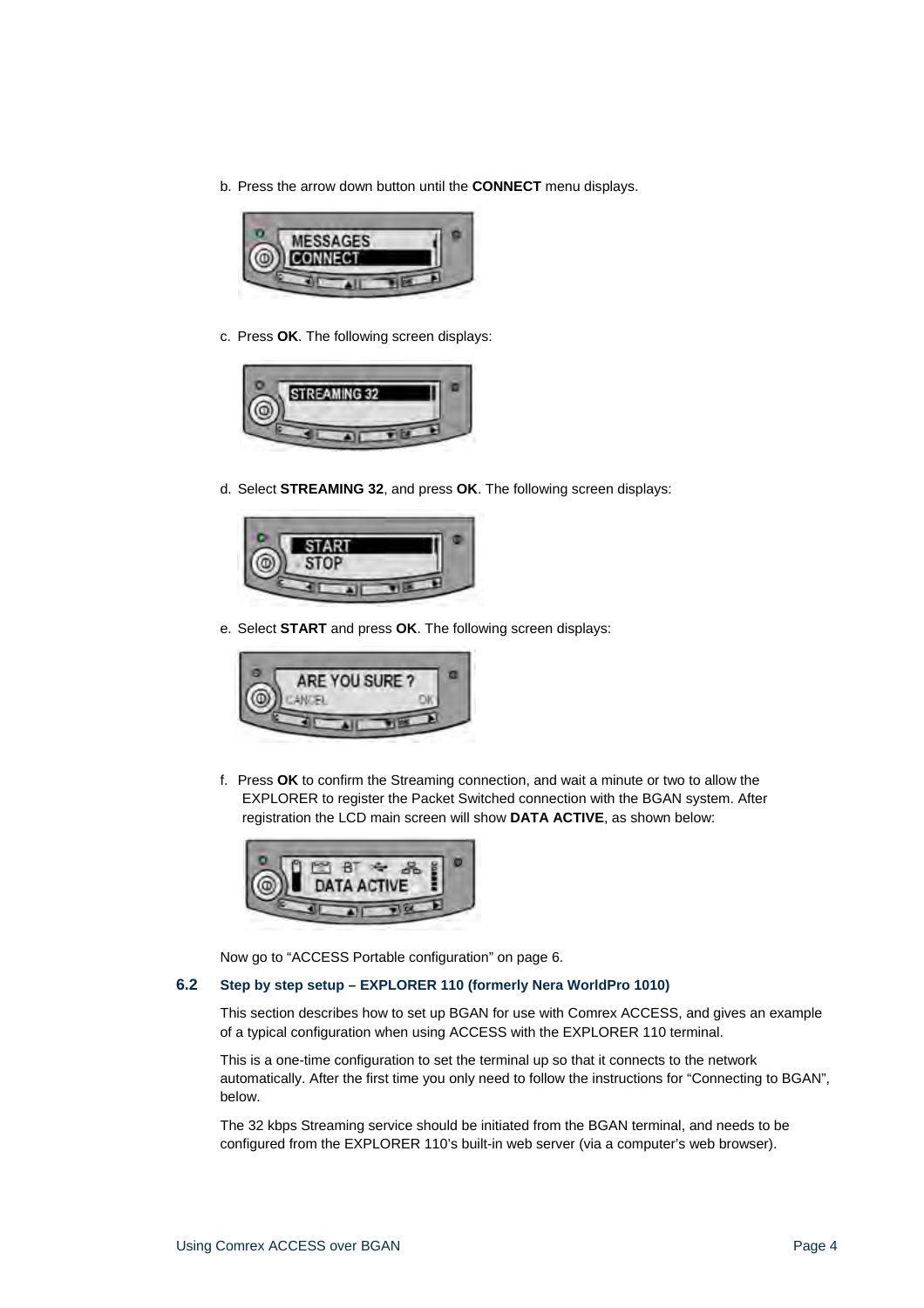b. Press the arrow down button until the **CONNECT** menu displays.

c. Press **OK**. The following screen displays:

d. Select **STREAMING 32**, and press **OK**. The following screen displays:

e. Select **START** and press **OK**. The following screen displays:

f. Press **OK** to confirm the Streaming connection, and wait a minute or two to allow the EXPLORER to register the Packet Switched connection with the BGAN system. After registration the LCD main screen will show **DATA ACTIVE**, as shown below:

Now go to “ACCESS Portable configuration” on page 6.

## 6.2 Step by step setup – EXPLORER 110 (formerly Nera WorldPro 1010)

This section describes how to set up BGAN for use with Comrex ACCESS, and gives an example of a typical configuration when using ACCESS with the EXPLORER 110 terminal.

This is a one-time configuration to set the terminal up so that it connects to the network automatically. After the first time you only need to follow the instructions for “Connecting to BGAN”, below.

The 32 kbps Streaming service should be initiated from the BGAN terminal, and needs to be configured from the EXPLORER 110’s built-in web server (via a computer’s web browser).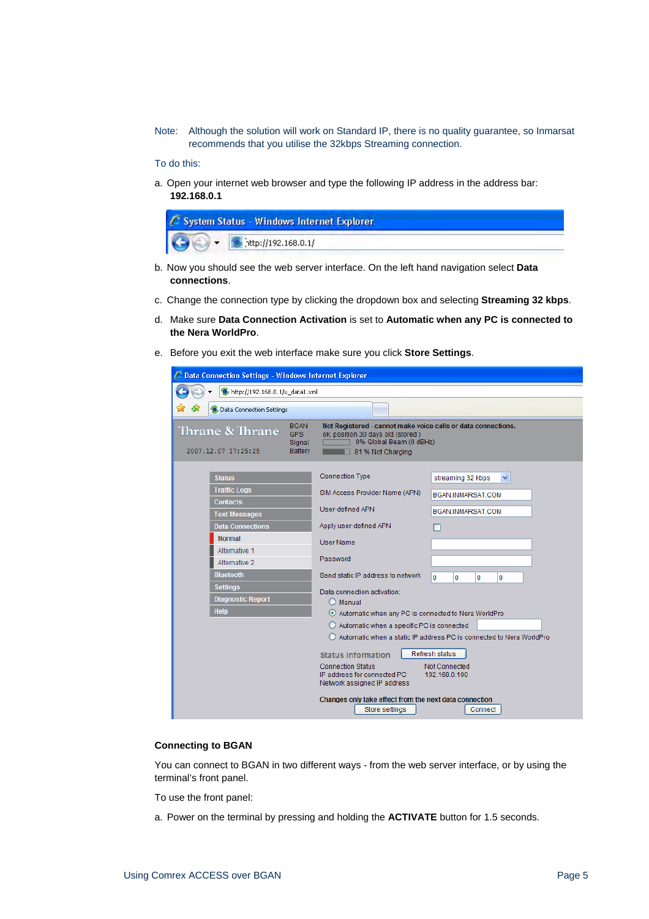Note: Although the solution will work on Standard IP, there is no quality guarantee, so Inmarsat recommends that you utilise the 32kbps Streaming connection.

To do this:

a. Open your internet web browser and type the following IP address in the address bar: **192.168.0.1**

b. Now you should see the web server interface. On the left hand navigation select **Data connections**.

c. Change the connection type by clicking the dropdown box and selecting **Streaming 32 kbps**.

d. Make sure **Data Connection Activation** is set to **Automatic when any PC is connected to the Nera WorldPro**.

e. Before you exit the web interface make sure you click **Store Settings**.

**Connecting to BGAN**

You can connect to BGAN in two different ways - from the web server interface, or by using the terminal's front panel.

To use the front panel:

a. Power on the terminal by pressing and holding the **ACTIVATE** button for 1.5 seconds.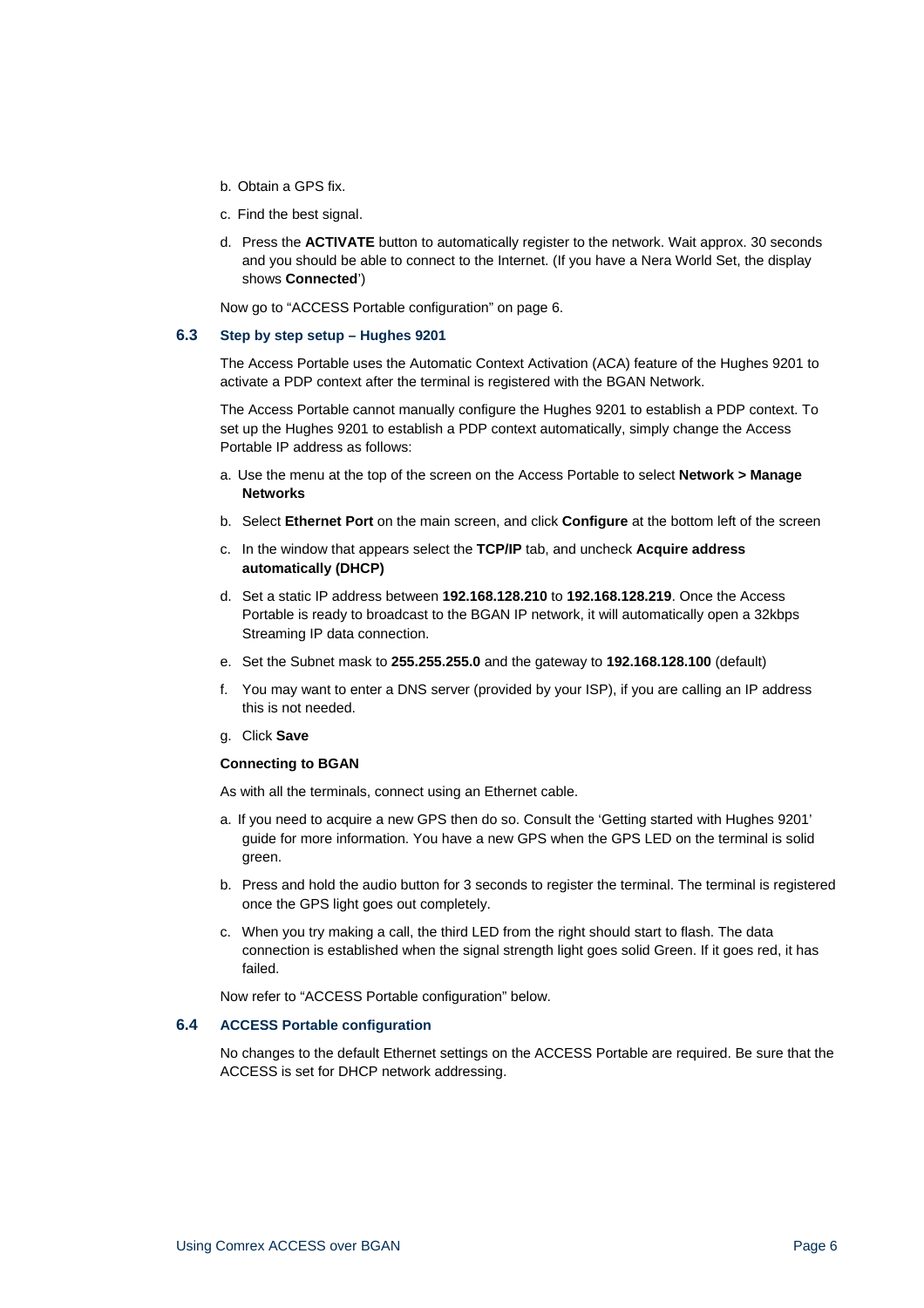b. Obtain a GPS fix.

c. Find the best signal.

d. Press the **ACTIVATE** button to automatically register to the network. Wait approx. 30 seconds and you should be able to connect to the Internet. (If you have a Nera World Set, the display shows **Connected**')

Now go to "ACCESS Portable configuration" on page 6.

### 6.3 Step by step setup – Hughes 9201

The Access Portable uses the Automatic Context Activation (ACA) feature of the Hughes 9201 to activate a PDP context after the terminal is registered with the BGAN Network.

The Access Portable cannot manually configure the Hughes 9201 to establish a PDP context. To set up the Hughes 9201 to establish a PDP context automatically, simply change the Access Portable IP address as follows:

a. Use the menu at the top of the screen on the Access Portable to select **Network > Manage Networks**

b. Select **Ethernet Port** on the main screen, and click **Configure** at the bottom left of the screen

c. In the window that appears select the **TCP/IP** tab, and uncheck **Acquire address automatically (DHCP)**

d. Set a static IP address between **192.168.128.210** to **192.168.128.219**. Once the Access Portable is ready to broadcast to the BGAN IP network, it will automatically open a 32kbps Streaming IP data connection.

e. Set the Subnet mask to **255.255.255.0** and the gateway to **192.168.128.100** (default)

f. You may want to enter a DNS server (provided by your ISP), if you are calling an IP address this is not needed.

g. Click **Save**

**Connecting to BGAN**

As with all the terminals, connect using an Ethernet cable.

a. If you need to acquire a new GPS then do so. Consult the 'Getting started with Hughes 9201' guide for more information. You have a new GPS when the GPS LED on the terminal is solid green.

b. Press and hold the audio button for 3 seconds to register the terminal. The terminal is registered once the GPS light goes out completely.

c. When you try making a call, the third LED from the right should start to flash. The data connection is established when the signal strength light goes solid Green. If it goes red, it has failed.

Now refer to "ACCESS Portable configuration" below.

### 6.4 ACCESS Portable configuration

No changes to the default Ethernet settings on the ACCESS Portable are required. Be sure that the ACCESS is set for DHCP network addressing.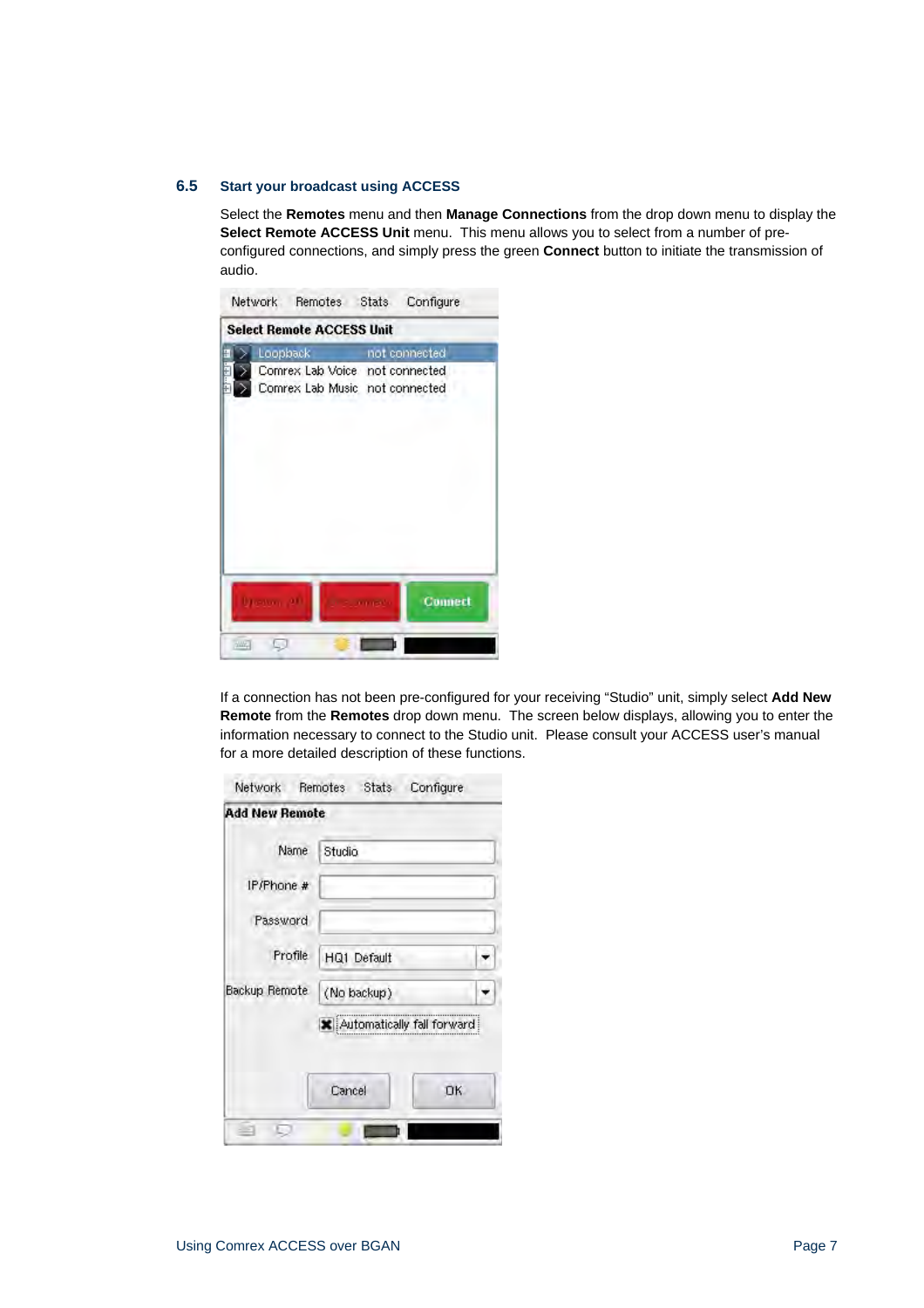## 6.5 Start your broadcast using ACCESS

Select the **Remotes** menu and then **Manage Connections** from the drop down menu to display the **Select Remote ACCESS Unit** menu. This menu allows you to select from a number of pre-configured connections, and simply press the green **Connect** button to initiate the transmission of audio.

If a connection has not been pre-configured for your receiving "Studio" unit, simply select **Add New Remote** from the **Remotes** drop down menu. The screen below displays, allowing you to enter the information necessary to connect to the Studio unit. Please consult your ACCESS user's manual for a more detailed description of these functions.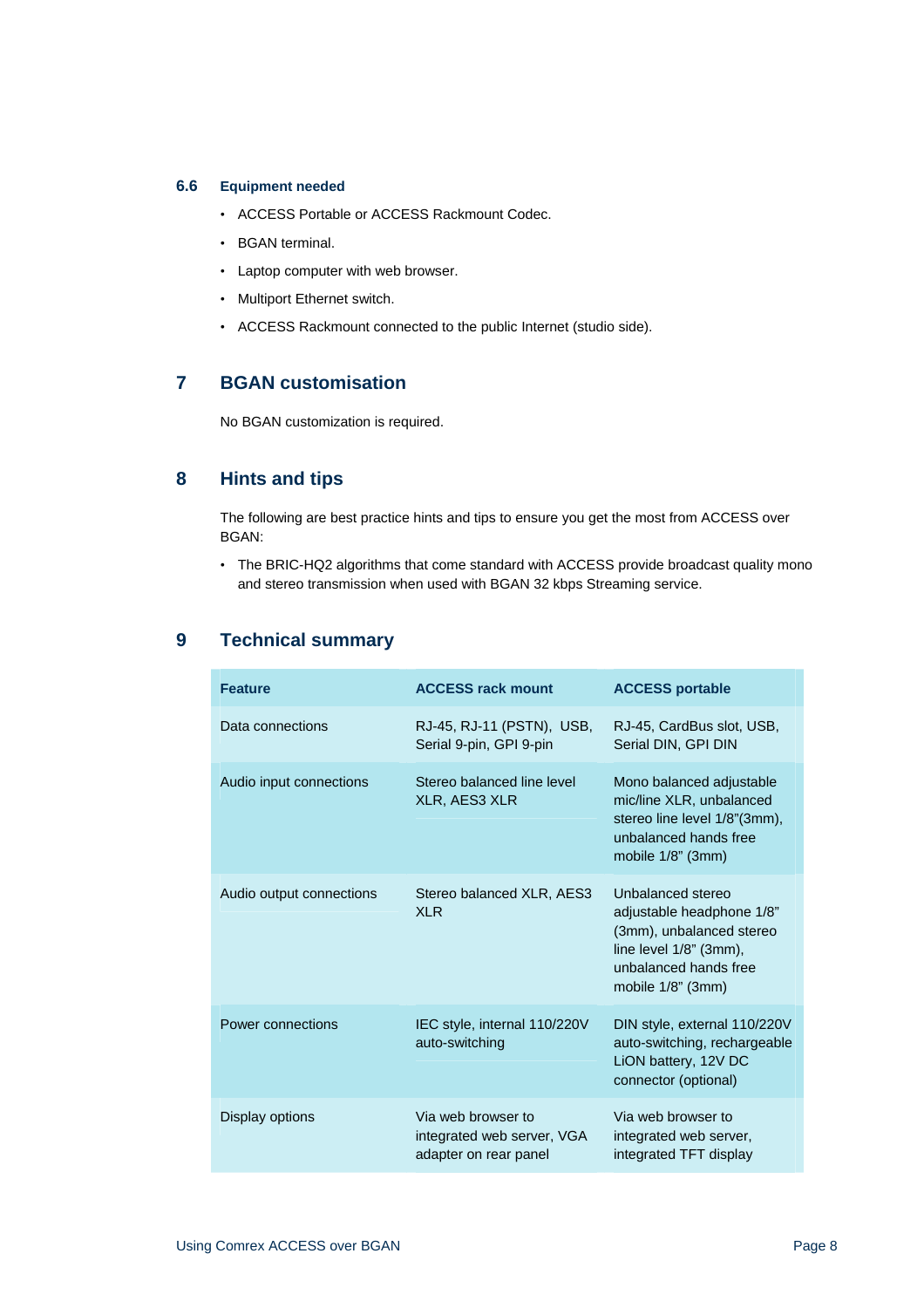### 6.6 Equipment needed

- ACCESS Portable or ACCESS Rackmount Codec.
- BGAN terminal.
- Laptop computer with web browser.
- Multiport Ethernet switch.
- ACCESS Rackmount connected to the public Internet (studio side).

## 7 BGAN customisation

No BGAN customization is required.

## 8 Hints and tips

The following are best practice hints and tips to ensure you get the most from ACCESS over BGAN:

- The BRIC-HQ2 algorithms that come standard with ACCESS provide broadcast quality mono and stereo transmission when used with BGAN 32 kbps Streaming service.

## 9 Technical summary

| Feature | ACCESS rack mount | ACCESS portable |
|---|---|---|
| Data connections | RJ-45, RJ-11 (PSTN), USB, Serial 9-pin, GPI 9-pin | RJ-45, CardBus slot, USB, Serial DIN, GPI DIN |
| Audio input connections | Stereo balanced line level XLR, AES3 XLR | Mono balanced adjustable mic/line XLR, unbalanced stereo line level 1/8"(3mm), unbalanced hands free mobile 1/8" (3mm) |
| Audio output connections | Stereo balanced XLR, AES3 XLR | Unbalanced stereo adjustable headphone 1/8" (3mm), unbalanced stereo line level 1/8" (3mm), unbalanced hands free mobile 1/8" (3mm) |
| Power connections | IEC style, internal 110/220V auto-switching | DIN style, external 110/220V auto-switching, rechargeable LiON battery, 12V DC connector (optional) |
| Display options | Via web browser to integrated web server, VGA adapter on rear panel | Via web browser to integrated web server, integrated TFT display |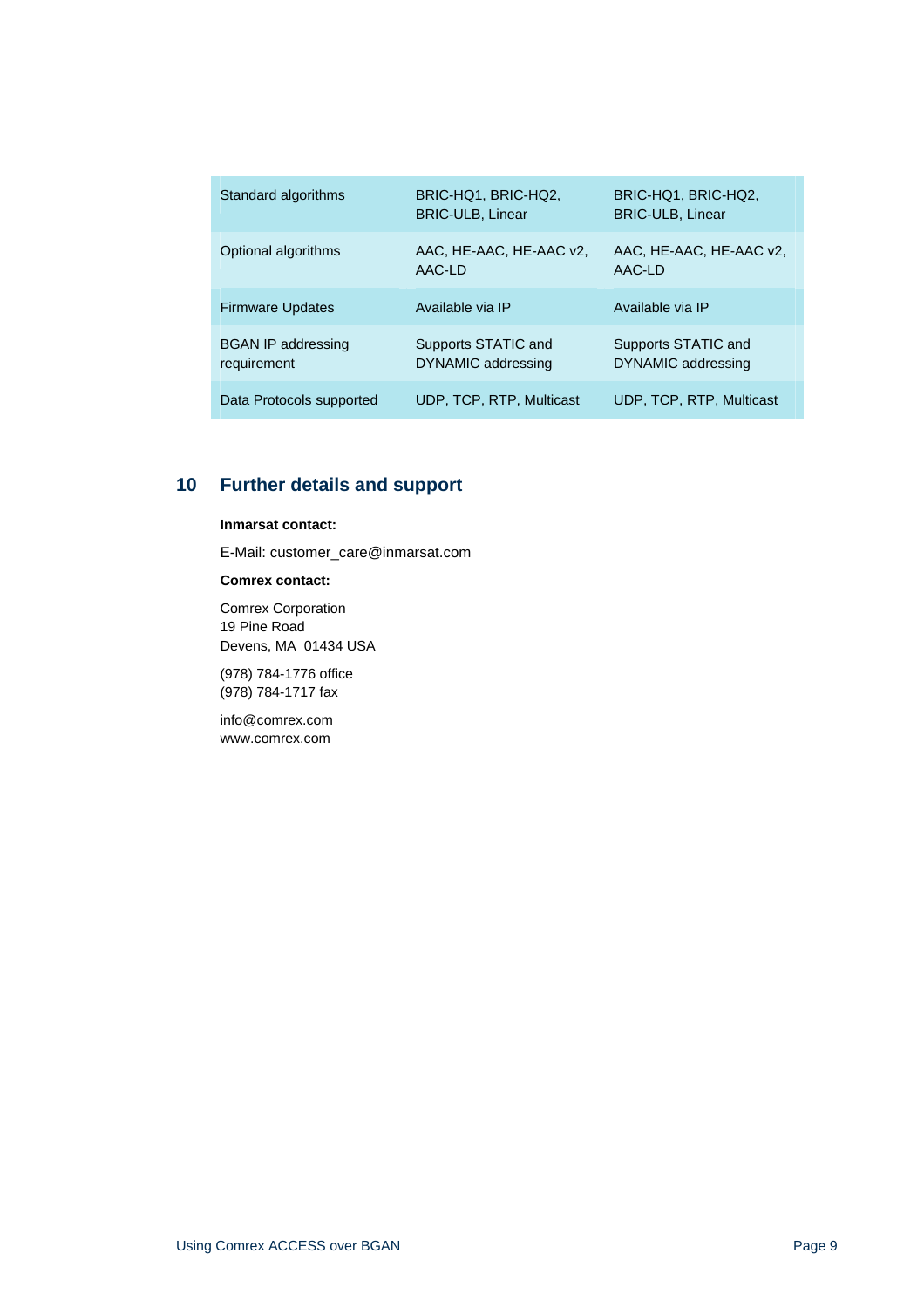| | | |
|---|---|---|
| Standard algorithms | BRIC-HQ1, BRIC-HQ2, BRIC-ULB, Linear | BRIC-HQ1, BRIC-HQ2, BRIC-ULB, Linear |
| Optional algorithms | AAC, HE-AAC, HE-AAC v2, AAC-LD | AAC, HE-AAC, HE-AAC v2, AAC-LD |
| Firmware Updates | Available via IP | Available via IP |
| BGAN IP addressing requirement | Supports STATIC and DYNAMIC addressing | Supports STATIC and DYNAMIC addressing |
| Data Protocols supported | UDP, TCP, RTP, Multicast | UDP, TCP, RTP, Multicast |

## 10 Further details and support

**Inmarsat contact:**

E-Mail: customer_care@inmarsat.com

**Comrex contact:**

Comrex Corporation
19 Pine Road
Devens, MA 01434 USA

(978) 784-1776 office
(978) 784-1717 fax

info@comrex.com
www.comrex.com